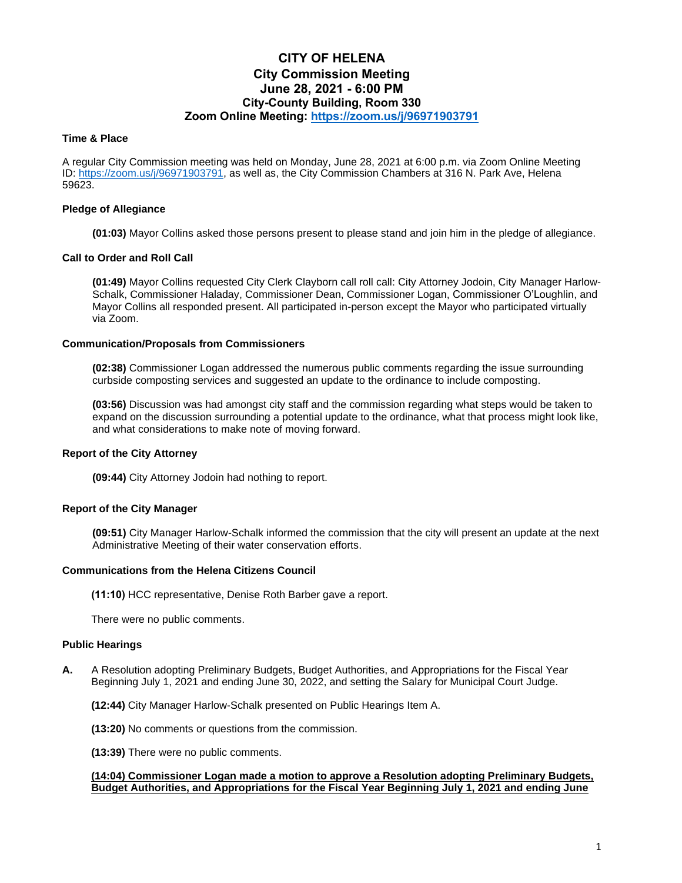# CITY OF HELENA
## City Commission Meeting
## June 28, 2021 - 6:00 PM
## City-County Building, Room 330
## Zoom Online Meeting: https://zoom.us/j/96971903791

**Time & Place**

A regular City Commission meeting was held on Monday, June 28, 2021 at 6:00 p.m. via Zoom Online Meeting ID: https://zoom.us/j/96971903791, as well as, the City Commission Chambers at 316 N. Park Ave, Helena 59623.

**Pledge of Allegiance**

**(01:03)** Mayor Collins asked those persons present to please stand and join him in the pledge of allegiance.

**Call to Order and Roll Call**

**(01:49)** Mayor Collins requested City Clerk Clayborn call roll call: City Attorney Jodoin, City Manager Harlow-Schalk, Commissioner Haladay, Commissioner Dean, Commissioner Logan, Commissioner O'Loughlin, and Mayor Collins all responded present. All participated in-person except the Mayor who participated virtually via Zoom.

**Communication/Proposals from Commissioners**

**(02:38)** Commissioner Logan addressed the numerous public comments regarding the issue surrounding curbside composting services and suggested an update to the ordinance to include composting.

**(03:56)** Discussion was had amongst city staff and the commission regarding what steps would be taken to expand on the discussion surrounding a potential update to the ordinance, what that process might look like, and what considerations to make note of moving forward.

**Report of the City Attorney**

**(09:44)** City Attorney Jodoin had nothing to report.

**Report of the City Manager**

**(09:51)** City Manager Harlow-Schalk informed the commission that the city will present an update at the next Administrative Meeting of their water conservation efforts.

**Communications from the Helena Citizens Council**

**(11:10)** HCC representative, Denise Roth Barber gave a report.

There were no public comments.

**Public Hearings**

**A.** A Resolution adopting Preliminary Budgets, Budget Authorities, and Appropriations for the Fiscal Year Beginning July 1, 2021 and ending June 30, 2022, and setting the Salary for Municipal Court Judge.

**(12:44)** City Manager Harlow-Schalk presented on Public Hearings Item A.

**(13:20)** No comments or questions from the commission.

**(13:39)** There were no public comments.

**(14:04) Commissioner Logan made a motion to approve a Resolution adopting Preliminary Budgets, Budget Authorities, and Appropriations for the Fiscal Year Beginning July 1, 2021 and ending June**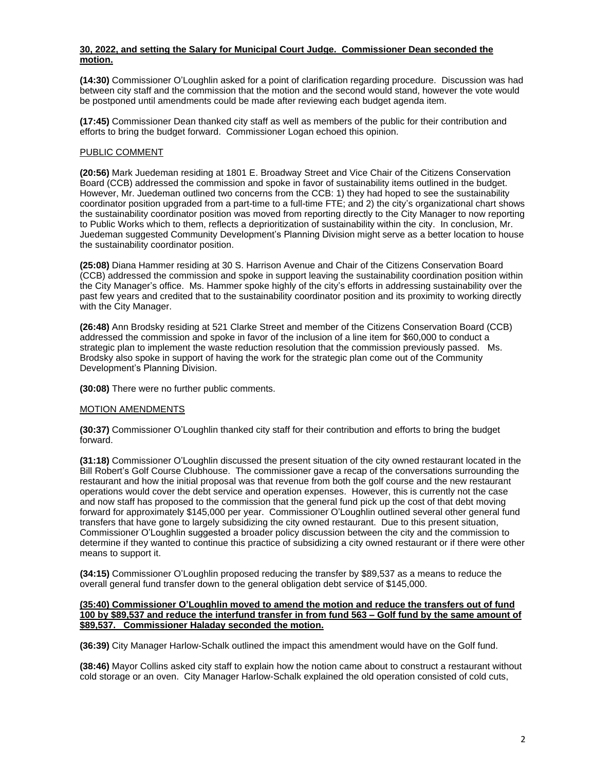**30, 2022, and setting the Salary for Municipal Court Judge. Commissioner Dean seconded the motion.**

**(14:30)** Commissioner O'Loughlin asked for a point of clarification regarding procedure. Discussion was had between city staff and the commission that the motion and the second would stand, however the vote would be postponed until amendments could be made after reviewing each budget agenda item.

**(17:45)** Commissioner Dean thanked city staff as well as members of the public for their contribution and efforts to bring the budget forward. Commissioner Logan echoed this opinion.

PUBLIC COMMENT

**(20:56)** Mark Juedeman residing at 1801 E. Broadway Street and Vice Chair of the Citizens Conservation Board (CCB) addressed the commission and spoke in favor of sustainability items outlined in the budget. However, Mr. Juedeman outlined two concerns from the CCB: 1) they had hoped to see the sustainability coordinator position upgraded from a part-time to a full-time FTE; and 2) the city's organizational chart shows the sustainability coordinator position was moved from reporting directly to the City Manager to now reporting to Public Works which to them, reflects a deprioritization of sustainability within the city. In conclusion, Mr. Juedeman suggested Community Development's Planning Division might serve as a better location to house the sustainability coordinator position.

**(25:08)** Diana Hammer residing at 30 S. Harrison Avenue and Chair of the Citizens Conservation Board (CCB) addressed the commission and spoke in support leaving the sustainability coordination position within the City Manager's office. Ms. Hammer spoke highly of the city's efforts in addressing sustainability over the past few years and credited that to the sustainability coordinator position and its proximity to working directly with the City Manager.

**(26:48)** Ann Brodsky residing at 521 Clarke Street and member of the Citizens Conservation Board (CCB) addressed the commission and spoke in favor of the inclusion of a line item for $60,000 to conduct a strategic plan to implement the waste reduction resolution that the commission previously passed. Ms. Brodsky also spoke in support of having the work for the strategic plan come out of the Community Development's Planning Division.

**(30:08)** There were no further public comments.

MOTION AMENDMENTS

**(30:37)** Commissioner O'Loughlin thanked city staff for their contribution and efforts to bring the budget forward.

**(31:18)** Commissioner O'Loughlin discussed the present situation of the city owned restaurant located in the Bill Robert's Golf Course Clubhouse. The commissioner gave a recap of the conversations surrounding the restaurant and how the initial proposal was that revenue from both the golf course and the new restaurant operations would cover the debt service and operation expenses. However, this is currently not the case and now staff has proposed to the commission that the general fund pick up the cost of that debt moving forward for approximately $145,000 per year. Commissioner O'Loughlin outlined several other general fund transfers that have gone to largely subsidizing the city owned restaurant. Due to this present situation, Commissioner O'Loughlin suggested a broader policy discussion between the city and the commission to determine if they wanted to continue this practice of subsidizing a city owned restaurant or if there were other means to support it.

**(34:15)** Commissioner O'Loughlin proposed reducing the transfer by $89,537 as a means to reduce the overall general fund transfer down to the general obligation debt service of $145,000.

**(35:40) Commissioner O'Loughlin moved to amend the motion and reduce the transfers out of fund 100 by $89,537 and reduce the interfund transfer in from fund 563 – Golf fund by the same amount of $89,537. Commissioner Haladay seconded the motion.**

**(36:39)** City Manager Harlow-Schalk outlined the impact this amendment would have on the Golf fund.

**(38:46)** Mayor Collins asked city staff to explain how the notion came about to construct a restaurant without cold storage or an oven. City Manager Harlow-Schalk explained the old operation consisted of cold cuts,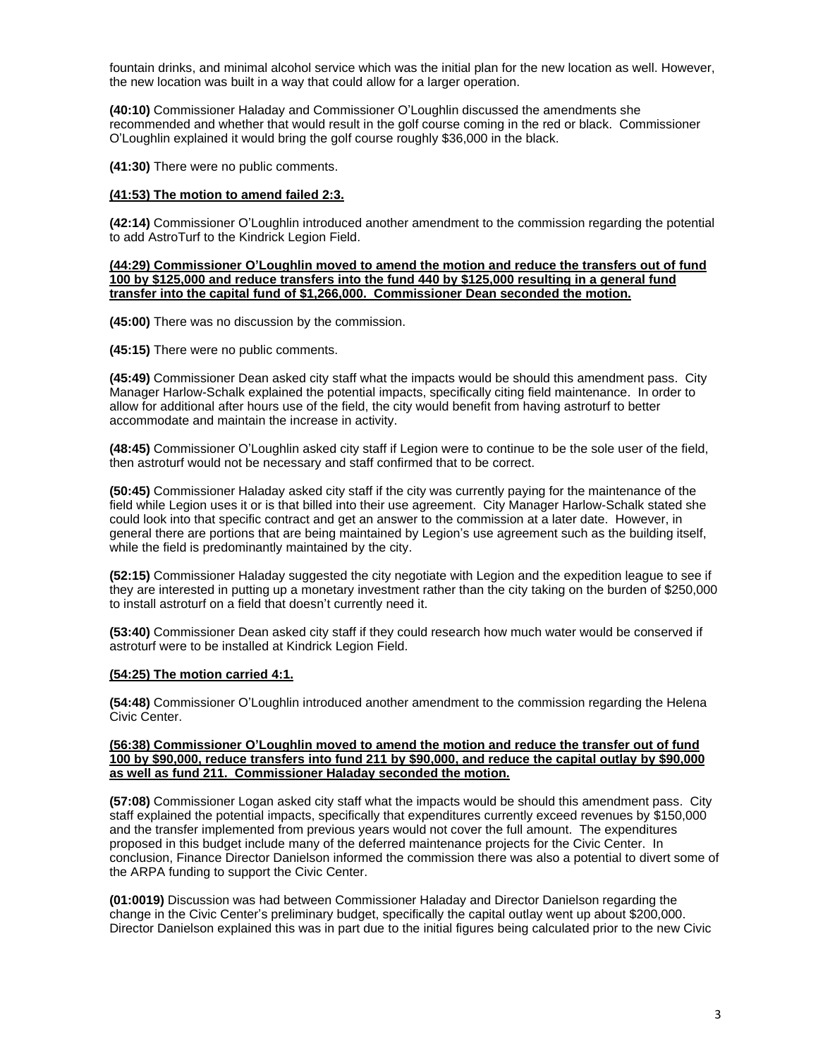fountain drinks, and minimal alcohol service which was the initial plan for the new location as well. However, the new location was built in a way that could allow for a larger operation.

**(40:10)** Commissioner Haladay and Commissioner O'Loughlin discussed the amendments she recommended and whether that would result in the golf course coming in the red or black. Commissioner O'Loughlin explained it would bring the golf course roughly $36,000 in the black.

**(41:30)** There were no public comments.

**(41:53) The motion to amend failed 2:3.**

**(42:14)** Commissioner O'Loughlin introduced another amendment to the commission regarding the potential to add AstroTurf to the Kindrick Legion Field.

**(44:29) Commissioner O'Loughlin moved to amend the motion and reduce the transfers out of fund 100 by $125,000 and reduce transfers into the fund 440 by $125,000 resulting in a general fund transfer into the capital fund of $1,266,000. Commissioner Dean seconded the motion.**

**(45:00)** There was no discussion by the commission.

**(45:15)** There were no public comments.

**(45:49)** Commissioner Dean asked city staff what the impacts would be should this amendment pass. City Manager Harlow-Schalk explained the potential impacts, specifically citing field maintenance. In order to allow for additional after hours use of the field, the city would benefit from having astroturf to better accommodate and maintain the increase in activity.

**(48:45)** Commissioner O'Loughlin asked city staff if Legion were to continue to be the sole user of the field, then astroturf would not be necessary and staff confirmed that to be correct.

**(50:45)** Commissioner Haladay asked city staff if the city was currently paying for the maintenance of the field while Legion uses it or is that billed into their use agreement. City Manager Harlow-Schalk stated she could look into that specific contract and get an answer to the commission at a later date. However, in general there are portions that are being maintained by Legion's use agreement such as the building itself, while the field is predominantly maintained by the city.

**(52:15)** Commissioner Haladay suggested the city negotiate with Legion and the expedition league to see if they are interested in putting up a monetary investment rather than the city taking on the burden of $250,000 to install astroturf on a field that doesn't currently need it.

**(53:40)** Commissioner Dean asked city staff if they could research how much water would be conserved if astroturf were to be installed at Kindrick Legion Field.

**(54:25) The motion carried 4:1.**

**(54:48)** Commissioner O'Loughlin introduced another amendment to the commission regarding the Helena Civic Center.

**(56:38) Commissioner O'Loughlin moved to amend the motion and reduce the transfer out of fund 100 by $90,000, reduce transfers into fund 211 by $90,000, and reduce the capital outlay by $90,000 as well as fund 211. Commissioner Haladay seconded the motion.**

**(57:08)** Commissioner Logan asked city staff what the impacts would be should this amendment pass. City staff explained the potential impacts, specifically that expenditures currently exceed revenues by $150,000 and the transfer implemented from previous years would not cover the full amount. The expenditures proposed in this budget include many of the deferred maintenance projects for the Civic Center. In conclusion, Finance Director Danielson informed the commission there was also a potential to divert some of the ARPA funding to support the Civic Center.

**(01:0019)** Discussion was had between Commissioner Haladay and Director Danielson regarding the change in the Civic Center's preliminary budget, specifically the capital outlay went up about $200,000. Director Danielson explained this was in part due to the initial figures being calculated prior to the new Civic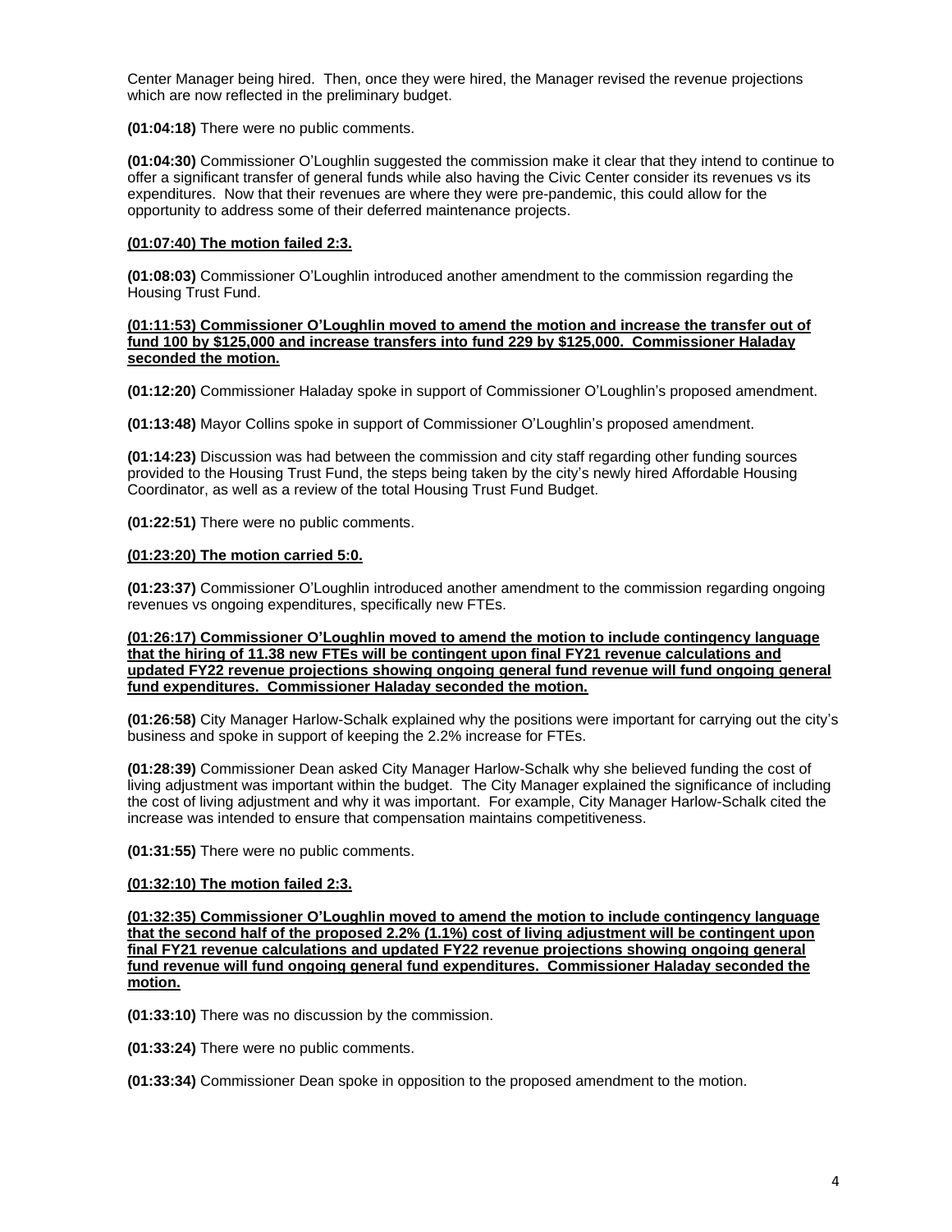Center Manager being hired. Then, once they were hired, the Manager revised the revenue projections which are now reflected in the preliminary budget.

**(01:04:18)** There were no public comments.

**(01:04:30)** Commissioner O'Loughlin suggested the commission make it clear that they intend to continue to offer a significant transfer of general funds while also having the Civic Center consider its revenues vs its expenditures. Now that their revenues are where they were pre-pandemic, this could allow for the opportunity to address some of their deferred maintenance projects.

**(01:07:40) The motion failed 2:3.**

**(01:08:03)** Commissioner O'Loughlin introduced another amendment to the commission regarding the Housing Trust Fund.

**(01:11:53) Commissioner O'Loughlin moved to amend the motion and increase the transfer out of fund 100 by $125,000 and increase transfers into fund 229 by $125,000. Commissioner Haladay seconded the motion.**

**(01:12:20)** Commissioner Haladay spoke in support of Commissioner O'Loughlin's proposed amendment.

**(01:13:48)** Mayor Collins spoke in support of Commissioner O'Loughlin's proposed amendment.

**(01:14:23)** Discussion was had between the commission and city staff regarding other funding sources provided to the Housing Trust Fund, the steps being taken by the city's newly hired Affordable Housing Coordinator, as well as a review of the total Housing Trust Fund Budget.

**(01:22:51)** There were no public comments.

**(01:23:20) The motion carried 5:0.**

**(01:23:37)** Commissioner O'Loughlin introduced another amendment to the commission regarding ongoing revenues vs ongoing expenditures, specifically new FTEs.

**(01:26:17) Commissioner O'Loughlin moved to amend the motion to include contingency language that the hiring of 11.38 new FTEs will be contingent upon final FY21 revenue calculations and updated FY22 revenue projections showing ongoing general fund revenue will fund ongoing general fund expenditures. Commissioner Haladay seconded the motion.**

**(01:26:58)** City Manager Harlow-Schalk explained why the positions were important for carrying out the city's business and spoke in support of keeping the 2.2% increase for FTEs.

**(01:28:39)** Commissioner Dean asked City Manager Harlow-Schalk why she believed funding the cost of living adjustment was important within the budget. The City Manager explained the significance of including the cost of living adjustment and why it was important. For example, City Manager Harlow-Schalk cited the increase was intended to ensure that compensation maintains competitiveness.

**(01:31:55)** There were no public comments.

**(01:32:10) The motion failed 2:3.**

**(01:32:35) Commissioner O'Loughlin moved to amend the motion to include contingency language that the second half of the proposed 2.2% (1.1%) cost of living adjustment will be contingent upon final FY21 revenue calculations and updated FY22 revenue projections showing ongoing general fund revenue will fund ongoing general fund expenditures. Commissioner Haladay seconded the motion.**

**(01:33:10)** There was no discussion by the commission.

**(01:33:24)** There were no public comments.

**(01:33:34)** Commissioner Dean spoke in opposition to the proposed amendment to the motion.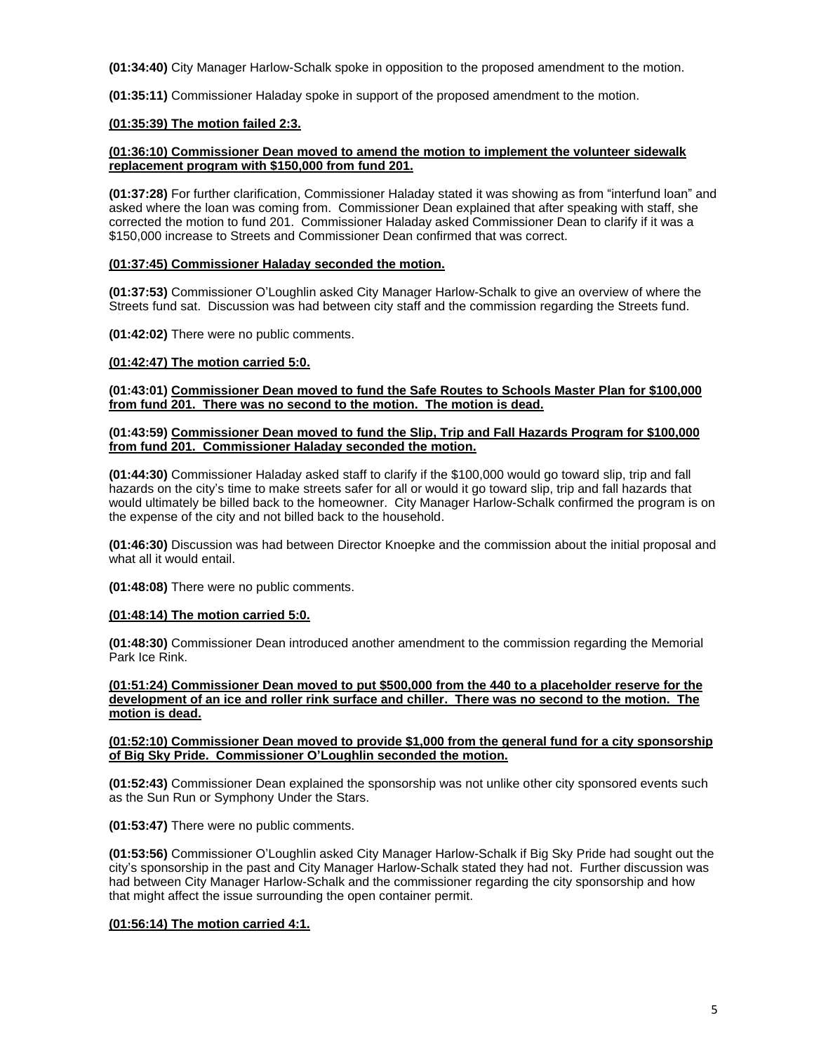**(01:34:40)** City Manager Harlow-Schalk spoke in opposition to the proposed amendment to the motion.

**(01:35:11)** Commissioner Haladay spoke in support of the proposed amendment to the motion.

**<u>(01:35:39) The motion failed 2:3.</u>**

**<u>(01:36:10) Commissioner Dean moved to amend the motion to implement the volunteer sidewalk replacement program with $150,000 from fund 201.</u>**

**(01:37:28)** For further clarification, Commissioner Haladay stated it was showing as from "interfund loan" and asked where the loan was coming from. Commissioner Dean explained that after speaking with staff, she corrected the motion to fund 201. Commissioner Haladay asked Commissioner Dean to clarify if it was a $150,000 increase to Streets and Commissioner Dean confirmed that was correct.

**<u>(01:37:45) Commissioner Haladay seconded the motion.</u>**

**(01:37:53)** Commissioner O'Loughlin asked City Manager Harlow-Schalk to give an overview of where the Streets fund sat. Discussion was had between city staff and the commission regarding the Streets fund.

**(01:42:02)** There were no public comments.

**<u>(01:42:47) The motion carried 5:0.</u>**

**(01:43:01) <u>Commissioner Dean moved to fund the Safe Routes to Schools Master Plan for $100,000 from fund 201. There was no second to the motion. The motion is dead.</u>**

**(01:43:59) <u>Commissioner Dean moved to fund the Slip, Trip and Fall Hazards Program for $100,000 from fund 201. Commissioner Haladay seconded the motion.</u>**

**(01:44:30)** Commissioner Haladay asked staff to clarify if the $100,000 would go toward slip, trip and fall hazards on the city's time to make streets safer for all or would it go toward slip, trip and fall hazards that would ultimately be billed back to the homeowner. City Manager Harlow-Schalk confirmed the program is on the expense of the city and not billed back to the household.

**(01:46:30)** Discussion was had between Director Knoepke and the commission about the initial proposal and what all it would entail.

**(01:48:08)** There were no public comments.

**<u>(01:48:14) The motion carried 5:0.</u>**

**(01:48:30)** Commissioner Dean introduced another amendment to the commission regarding the Memorial Park Ice Rink.

**<u>(01:51:24) Commissioner Dean moved to put $500,000 from the 440 to a placeholder reserve for the development of an ice and roller rink surface and chiller. There was no second to the motion. The motion is dead.</u>**

**<u>(01:52:10) Commissioner Dean moved to provide $1,000 from the general fund for a city sponsorship of Big Sky Pride. Commissioner O'Loughlin seconded the motion.</u>**

**(01:52:43)** Commissioner Dean explained the sponsorship was not unlike other city sponsored events such as the Sun Run or Symphony Under the Stars.

**(01:53:47)** There were no public comments.

**(01:53:56)** Commissioner O'Loughlin asked City Manager Harlow-Schalk if Big Sky Pride had sought out the city's sponsorship in the past and City Manager Harlow-Schalk stated they had not. Further discussion was had between City Manager Harlow-Schalk and the commissioner regarding the city sponsorship and how that might affect the issue surrounding the open container permit.

**<u>(01:56:14) The motion carried 4:1.</u>**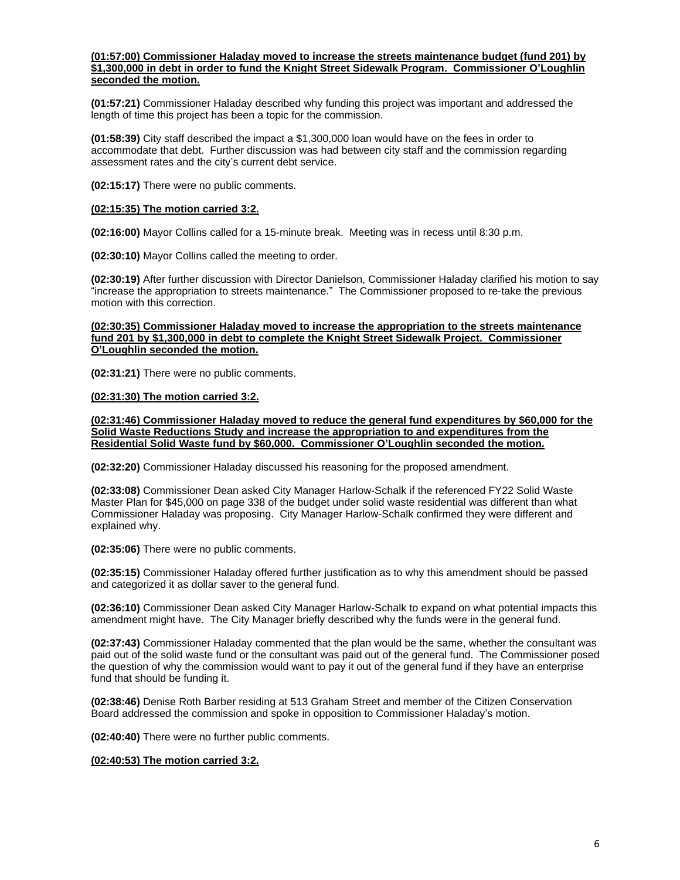**(01:57:00) Commissioner Haladay moved to increase the streets maintenance budget (fund 201) by $1,300,000 in debt in order to fund the Knight Street Sidewalk Program. Commissioner O'Loughlin seconded the motion.**

**(01:57:21)** Commissioner Haladay described why funding this project was important and addressed the length of time this project has been a topic for the commission.

**(01:58:39)** City staff described the impact a $1,300,000 loan would have on the fees in order to accommodate that debt. Further discussion was had between city staff and the commission regarding assessment rates and the city's current debt service.

**(02:15:17)** There were no public comments.

**(02:15:35) The motion carried 3:2.**

**(02:16:00)** Mayor Collins called for a 15-minute break. Meeting was in recess until 8:30 p.m.

**(02:30:10)** Mayor Collins called the meeting to order.

**(02:30:19)** After further discussion with Director Danielson, Commissioner Haladay clarified his motion to say "increase the appropriation to streets maintenance." The Commissioner proposed to re-take the previous motion with this correction.

**(02:30:35) Commissioner Haladay moved to increase the appropriation to the streets maintenance fund 201 by $1,300,000 in debt to complete the Knight Street Sidewalk Project. Commissioner O'Loughlin seconded the motion.**

**(02:31:21)** There were no public comments.

**(02:31:30) The motion carried 3:2.**

**(02:31:46) Commissioner Haladay moved to reduce the general fund expenditures by $60,000 for the Solid Waste Reductions Study and increase the appropriation to and expenditures from the Residential Solid Waste fund by $60,000. Commissioner O'Loughlin seconded the motion.**

**(02:32:20)** Commissioner Haladay discussed his reasoning for the proposed amendment.

**(02:33:08)** Commissioner Dean asked City Manager Harlow-Schalk if the referenced FY22 Solid Waste Master Plan for $45,000 on page 338 of the budget under solid waste residential was different than what Commissioner Haladay was proposing. City Manager Harlow-Schalk confirmed they were different and explained why.

**(02:35:06)** There were no public comments.

**(02:35:15)** Commissioner Haladay offered further justification as to why this amendment should be passed and categorized it as dollar saver to the general fund.

**(02:36:10)** Commissioner Dean asked City Manager Harlow-Schalk to expand on what potential impacts this amendment might have. The City Manager briefly described why the funds were in the general fund.

**(02:37:43)** Commissioner Haladay commented that the plan would be the same, whether the consultant was paid out of the solid waste fund or the consultant was paid out of the general fund. The Commissioner posed the question of why the commission would want to pay it out of the general fund if they have an enterprise fund that should be funding it.

**(02:38:46)** Denise Roth Barber residing at 513 Graham Street and member of the Citizen Conservation Board addressed the commission and spoke in opposition to Commissioner Haladay's motion.

**(02:40:40)** There were no further public comments.

**(02:40:53) The motion carried 3:2.**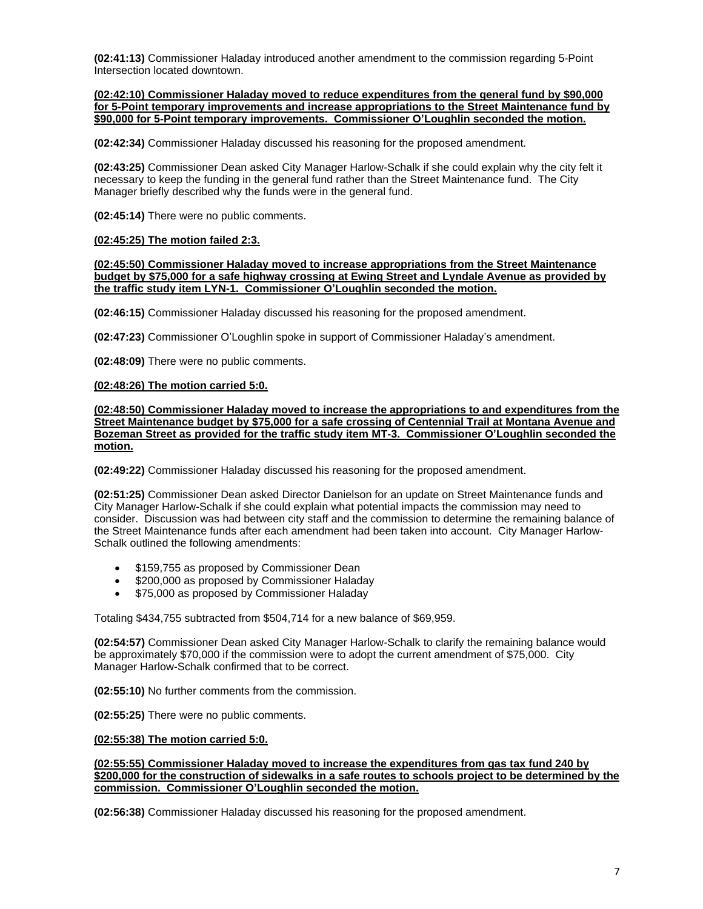**(02:41:13)** Commissioner Haladay introduced another amendment to the commission regarding 5-Point Intersection located downtown.

**(02:42:10) Commissioner Haladay moved to reduce expenditures from the general fund by $90,000 for 5-Point temporary improvements and increase appropriations to the Street Maintenance fund by $90,000 for 5-Point temporary improvements. Commissioner O'Loughlin seconded the motion.**

**(02:42:34)** Commissioner Haladay discussed his reasoning for the proposed amendment.

**(02:43:25)** Commissioner Dean asked City Manager Harlow-Schalk if she could explain why the city felt it necessary to keep the funding in the general fund rather than the Street Maintenance fund. The City Manager briefly described why the funds were in the general fund.

**(02:45:14)** There were no public comments.

**(02:45:25) The motion failed 2:3.**

**(02:45:50) Commissioner Haladay moved to increase appropriations from the Street Maintenance budget by $75,000 for a safe highway crossing at Ewing Street and Lyndale Avenue as provided by the traffic study item LYN-1. Commissioner O'Loughlin seconded the motion.**

**(02:46:15)** Commissioner Haladay discussed his reasoning for the proposed amendment.

**(02:47:23)** Commissioner O'Loughlin spoke in support of Commissioner Haladay's amendment.

**(02:48:09)** There were no public comments.

**(02:48:26) The motion carried 5:0.**

**(02:48:50) Commissioner Haladay moved to increase the appropriations to and expenditures from the Street Maintenance budget by $75,000 for a safe crossing of Centennial Trail at Montana Avenue and Bozeman Street as provided for the traffic study item MT-3. Commissioner O'Loughlin seconded the motion.**

**(02:49:22)** Commissioner Haladay discussed his reasoning for the proposed amendment.

**(02:51:25)** Commissioner Dean asked Director Danielson for an update on Street Maintenance funds and City Manager Harlow-Schalk if she could explain what potential impacts the commission may need to consider. Discussion was had between city staff and the commission to determine the remaining balance of the Street Maintenance funds after each amendment had been taken into account. City Manager Harlow-Schalk outlined the following amendments:

- $159,755 as proposed by Commissioner Dean
- $200,000 as proposed by Commissioner Haladay
- $75,000 as proposed by Commissioner Haladay

Totaling $434,755 subtracted from $504,714 for a new balance of $69,959.

**(02:54:57)** Commissioner Dean asked City Manager Harlow-Schalk to clarify the remaining balance would be approximately $70,000 if the commission were to adopt the current amendment of $75,000. City Manager Harlow-Schalk confirmed that to be correct.

**(02:55:10)** No further comments from the commission.

**(02:55:25)** There were no public comments.

**(02:55:38) The motion carried 5:0.**

**(02:55:55) Commissioner Haladay moved to increase the expenditures from gas tax fund 240 by $200,000 for the construction of sidewalks in a safe routes to schools project to be determined by the commission. Commissioner O'Loughlin seconded the motion.**

**(02:56:38)** Commissioner Haladay discussed his reasoning for the proposed amendment.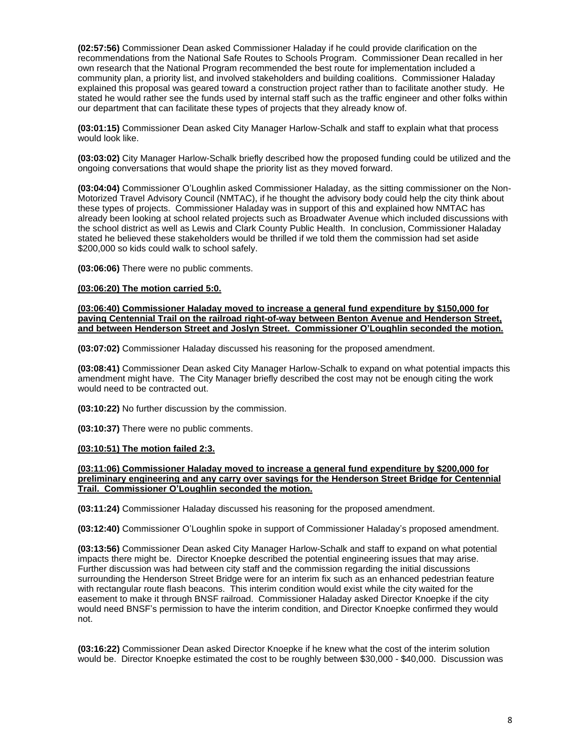**(02:57:56)** Commissioner Dean asked Commissioner Haladay if he could provide clarification on the recommendations from the National Safe Routes to Schools Program. Commissioner Dean recalled in her own research that the National Program recommended the best route for implementation included a community plan, a priority list, and involved stakeholders and building coalitions. Commissioner Haladay explained this proposal was geared toward a construction project rather than to facilitate another study. He stated he would rather see the funds used by internal staff such as the traffic engineer and other folks within our department that can facilitate these types of projects that they already know of.

**(03:01:15)** Commissioner Dean asked City Manager Harlow-Schalk and staff to explain what that process would look like.

**(03:03:02)** City Manager Harlow-Schalk briefly described how the proposed funding could be utilized and the ongoing conversations that would shape the priority list as they moved forward.

**(03:04:04)** Commissioner O'Loughlin asked Commissioner Haladay, as the sitting commissioner on the Non-Motorized Travel Advisory Council (NMTAC), if he thought the advisory body could help the city think about these types of projects. Commissioner Haladay was in support of this and explained how NMTAC has already been looking at school related projects such as Broadwater Avenue which included discussions with the school district as well as Lewis and Clark County Public Health. In conclusion, Commissioner Haladay stated he believed these stakeholders would be thrilled if we told them the commission had set aside $200,000 so kids could walk to school safely.

**(03:06:06)** There were no public comments.

**<u>(03:06:20) The motion carried 5:0.</u>**

**<u>(03:06:40) Commissioner Haladay moved to increase a general fund expenditure by $150,000 for paving Centennial Trail on the railroad right-of-way between Benton Avenue and Henderson Street, and between Henderson Street and Joslyn Street. Commissioner O'Loughlin seconded the motion.</u>**

**(03:07:02)** Commissioner Haladay discussed his reasoning for the proposed amendment.

**(03:08:41)** Commissioner Dean asked City Manager Harlow-Schalk to expand on what potential impacts this amendment might have. The City Manager briefly described the cost may not be enough citing the work would need to be contracted out.

**(03:10:22)** No further discussion by the commission.

**(03:10:37)** There were no public comments.

**<u>(03:10:51) The motion failed 2:3.</u>**

**<u>(03:11:06) Commissioner Haladay moved to increase a general fund expenditure by $200,000 for preliminary engineering and any carry over savings for the Henderson Street Bridge for Centennial Trail. Commissioner O'Loughlin seconded the motion.</u>**

**(03:11:24)** Commissioner Haladay discussed his reasoning for the proposed amendment.

**(03:12:40)** Commissioner O'Loughlin spoke in support of Commissioner Haladay's proposed amendment.

**(03:13:56)** Commissioner Dean asked City Manager Harlow-Schalk and staff to expand on what potential impacts there might be. Director Knoepke described the potential engineering issues that may arise. Further discussion was had between city staff and the commission regarding the initial discussions surrounding the Henderson Street Bridge were for an interim fix such as an enhanced pedestrian feature with rectangular route flash beacons. This interim condition would exist while the city waited for the easement to make it through BNSF railroad. Commissioner Haladay asked Director Knoepke if the city would need BNSF's permission to have the interim condition, and Director Knoepke confirmed they would not.

**(03:16:22)** Commissioner Dean asked Director Knoepke if he knew what the cost of the interim solution would be. Director Knoepke estimated the cost to be roughly between $30,000 - $40,000. Discussion was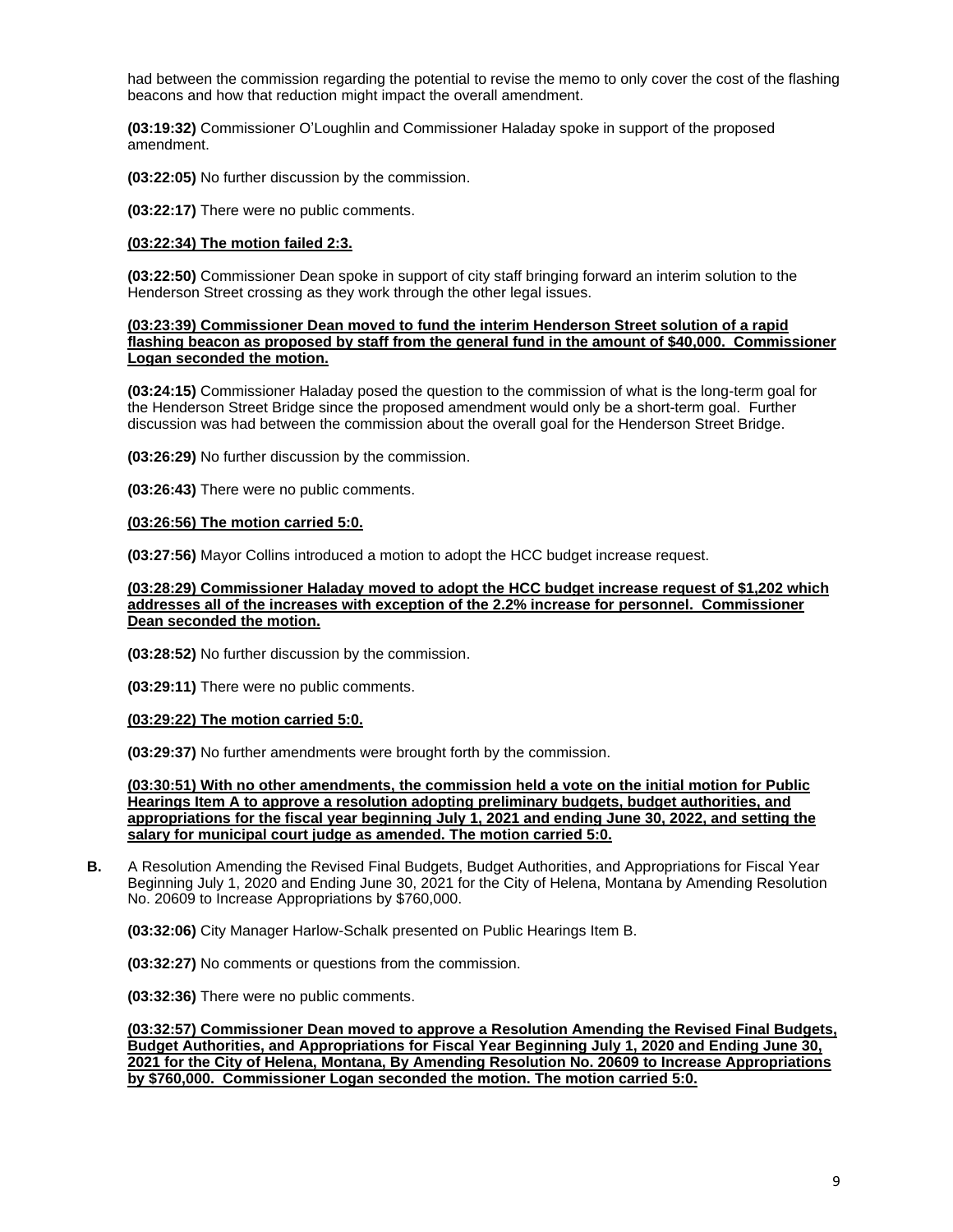had between the commission regarding the potential to revise the memo to only cover the cost of the flashing beacons and how that reduction might impact the overall amendment.

**(03:19:32)** Commissioner O'Loughlin and Commissioner Haladay spoke in support of the proposed amendment.

**(03:22:05)** No further discussion by the commission.

**(03:22:17)** There were no public comments.

**(03:22:34) The motion failed 2:3.**

**(03:22:50)** Commissioner Dean spoke in support of city staff bringing forward an interim solution to the Henderson Street crossing as they work through the other legal issues.

**(03:23:39) Commissioner Dean moved to fund the interim Henderson Street solution of a rapid flashing beacon as proposed by staff from the general fund in the amount of $40,000. Commissioner Logan seconded the motion.**

**(03:24:15)** Commissioner Haladay posed the question to the commission of what is the long-term goal for the Henderson Street Bridge since the proposed amendment would only be a short-term goal. Further discussion was had between the commission about the overall goal for the Henderson Street Bridge.

**(03:26:29)** No further discussion by the commission.

**(03:26:43)** There were no public comments.

**(03:26:56) The motion carried 5:0.**

**(03:27:56)** Mayor Collins introduced a motion to adopt the HCC budget increase request.

**(03:28:29) Commissioner Haladay moved to adopt the HCC budget increase request of $1,202 which addresses all of the increases with exception of the 2.2% increase for personnel. Commissioner Dean seconded the motion.**

**(03:28:52)** No further discussion by the commission.

**(03:29:11)** There were no public comments.

**(03:29:22) The motion carried 5:0.**

**(03:29:37)** No further amendments were brought forth by the commission.

**(03:30:51) With no other amendments, the commission held a vote on the initial motion for Public Hearings Item A to approve a resolution adopting preliminary budgets, budget authorities, and appropriations for the fiscal year beginning July 1, 2021 and ending June 30, 2022, and setting the salary for municipal court judge as amended. The motion carried 5:0.**

**B.** A Resolution Amending the Revised Final Budgets, Budget Authorities, and Appropriations for Fiscal Year Beginning July 1, 2020 and Ending June 30, 2021 for the City of Helena, Montana by Amending Resolution No. 20609 to Increase Appropriations by $760,000.

**(03:32:06)** City Manager Harlow-Schalk presented on Public Hearings Item B.

**(03:32:27)** No comments or questions from the commission.

**(03:32:36)** There were no public comments.

**(03:32:57) Commissioner Dean moved to approve a Resolution Amending the Revised Final Budgets, Budget Authorities, and Appropriations for Fiscal Year Beginning July 1, 2020 and Ending June 30, 2021 for the City of Helena, Montana, By Amending Resolution No. 20609 to Increase Appropriations by $760,000. Commissioner Logan seconded the motion. The motion carried 5:0.**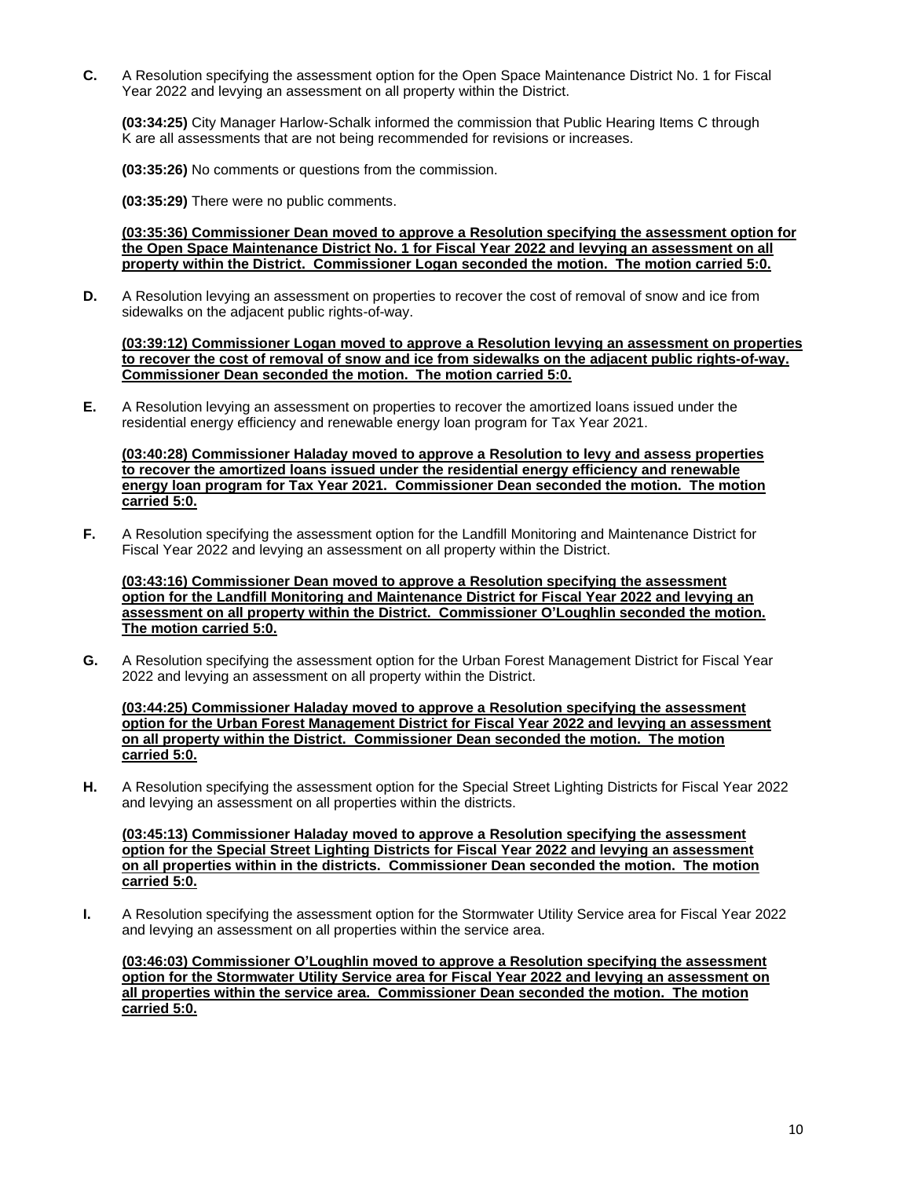**C.** A Resolution specifying the assessment option for the Open Space Maintenance District No. 1 for Fiscal Year 2022 and levying an assessment on all property within the District.

**(03:34:25)** City Manager Harlow-Schalk informed the commission that Public Hearing Items C through K are all assessments that are not being recommended for revisions or increases.

**(03:35:26)** No comments or questions from the commission.

**(03:35:29)** There were no public comments.

**(03:35:36) Commissioner Dean moved to approve a Resolution specifying the assessment option for the Open Space Maintenance District No. 1 for Fiscal Year 2022 and levying an assessment on all property within the District. Commissioner Logan seconded the motion. The motion carried 5:0.**

**D.** A Resolution levying an assessment on properties to recover the cost of removal of snow and ice from sidewalks on the adjacent public rights-of-way.

**(03:39:12) Commissioner Logan moved to approve a Resolution levying an assessment on properties to recover the cost of removal of snow and ice from sidewalks on the adjacent public rights-of-way. Commissioner Dean seconded the motion. The motion carried 5:0.**

**E.** A Resolution levying an assessment on properties to recover the amortized loans issued under the residential energy efficiency and renewable energy loan program for Tax Year 2021.

**(03:40:28) Commissioner Haladay moved to approve a Resolution to levy and assess properties to recover the amortized loans issued under the residential energy efficiency and renewable energy loan program for Tax Year 2021. Commissioner Dean seconded the motion. The motion carried 5:0.**

**F.** A Resolution specifying the assessment option for the Landfill Monitoring and Maintenance District for Fiscal Year 2022 and levying an assessment on all property within the District.

**(03:43:16) Commissioner Dean moved to approve a Resolution specifying the assessment option for the Landfill Monitoring and Maintenance District for Fiscal Year 2022 and levying an assessment on all property within the District. Commissioner O'Loughlin seconded the motion. The motion carried 5:0.**

**G.** A Resolution specifying the assessment option for the Urban Forest Management District for Fiscal Year 2022 and levying an assessment on all property within the District.

**(03:44:25) Commissioner Haladay moved to approve a Resolution specifying the assessment option for the Urban Forest Management District for Fiscal Year 2022 and levying an assessment on all property within the District. Commissioner Dean seconded the motion. The motion carried 5:0.**

**H.** A Resolution specifying the assessment option for the Special Street Lighting Districts for Fiscal Year 2022 and levying an assessment on all properties within the districts.

**(03:45:13) Commissioner Haladay moved to approve a Resolution specifying the assessment option for the Special Street Lighting Districts for Fiscal Year 2022 and levying an assessment on all properties within in the districts. Commissioner Dean seconded the motion. The motion carried 5:0.**

**I.** A Resolution specifying the assessment option for the Stormwater Utility Service area for Fiscal Year 2022 and levying an assessment on all properties within the service area.

**(03:46:03) Commissioner O'Loughlin moved to approve a Resolution specifying the assessment option for the Stormwater Utility Service area for Fiscal Year 2022 and levying an assessment on all properties within the service area. Commissioner Dean seconded the motion. The motion carried 5:0.**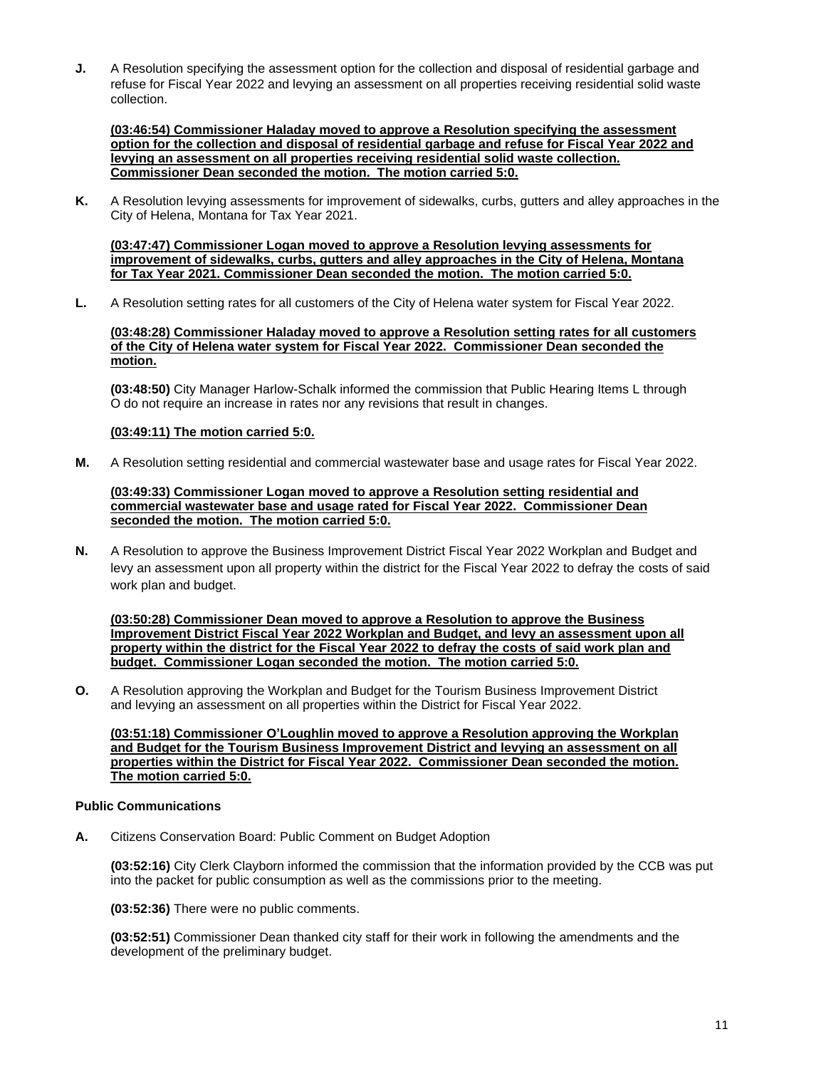**J.** A Resolution specifying the assessment option for the collection and disposal of residential garbage and refuse for Fiscal Year 2022 and levying an assessment on all properties receiving residential solid waste collection.

**(03:46:54) Commissioner Haladay moved to approve a Resolution specifying the assessment option for the collection and disposal of residential garbage and refuse for Fiscal Year 2022 and levying an assessment on all properties receiving residential solid waste collection. Commissioner Dean seconded the motion. The motion carried 5:0.**

**K.** A Resolution levying assessments for improvement of sidewalks, curbs, gutters and alley approaches in the City of Helena, Montana for Tax Year 2021.

**(03:47:47) Commissioner Logan moved to approve a Resolution levying assessments for improvement of sidewalks, curbs, gutters and alley approaches in the City of Helena, Montana for Tax Year 2021. Commissioner Dean seconded the motion. The motion carried 5:0.**

**L.** A Resolution setting rates for all customers of the City of Helena water system for Fiscal Year 2022.

**(03:48:28) Commissioner Haladay moved to approve a Resolution setting rates for all customers of the City of Helena water system for Fiscal Year 2022. Commissioner Dean seconded the motion.**

**(03:48:50)** City Manager Harlow-Schalk informed the commission that Public Hearing Items L through O do not require an increase in rates nor any revisions that result in changes.

**(03:49:11) The motion carried 5:0.**

**M.** A Resolution setting residential and commercial wastewater base and usage rates for Fiscal Year 2022.

**(03:49:33) Commissioner Logan moved to approve a Resolution setting residential and commercial wastewater base and usage rated for Fiscal Year 2022. Commissioner Dean seconded the motion. The motion carried 5:0.**

**N.** A Resolution to approve the Business Improvement District Fiscal Year 2022 Workplan and Budget and levy an assessment upon all property within the district for the Fiscal Year 2022 to defray the costs of said work plan and budget.

**(03:50:28) Commissioner Dean moved to approve a Resolution to approve the Business Improvement District Fiscal Year 2022 Workplan and Budget, and levy an assessment upon all property within the district for the Fiscal Year 2022 to defray the costs of said work plan and budget. Commissioner Logan seconded the motion. The motion carried 5:0.**

**O.** A Resolution approving the Workplan and Budget for the Tourism Business Improvement District and levying an assessment on all properties within the District for Fiscal Year 2022.

**(03:51:18) Commissioner O'Loughlin moved to approve a Resolution approving the Workplan and Budget for the Tourism Business Improvement District and levying an assessment on all properties within the District for Fiscal Year 2022. Commissioner Dean seconded the motion. The motion carried 5:0.**

**Public Communications**

**A.** Citizens Conservation Board: Public Comment on Budget Adoption

**(03:52:16)** City Clerk Clayborn informed the commission that the information provided by the CCB was put into the packet for public consumption as well as the commissions prior to the meeting.

**(03:52:36)** There were no public comments.

**(03:52:51)** Commissioner Dean thanked city staff for their work in following the amendments and the development of the preliminary budget.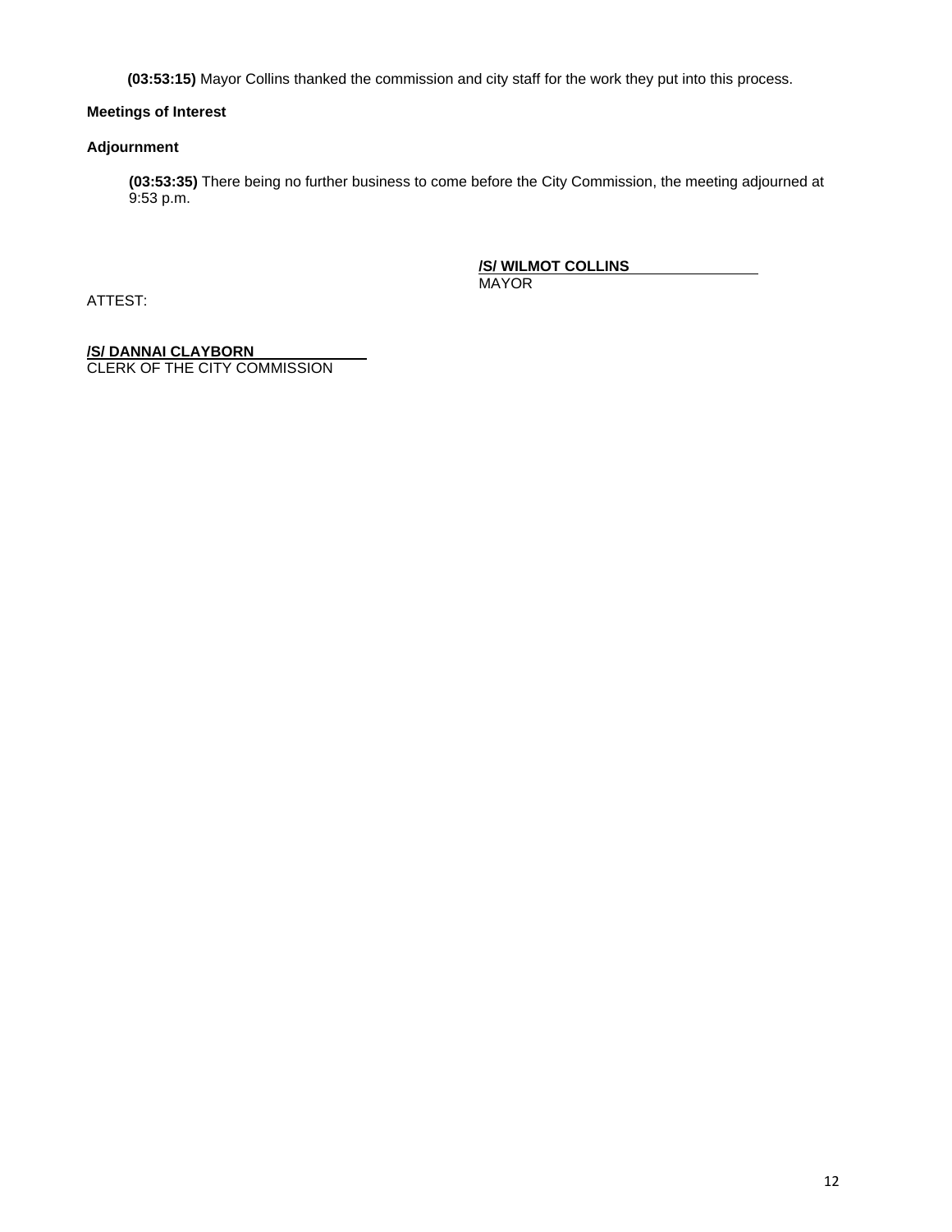**(03:53:15)** Mayor Collins thanked the commission and city staff for the work they put into this process.

**Meetings of Interest**

**Adjournment**

**(03:53:35)** There being no further business to come before the City Commission, the meeting adjourned at 9:53 p.m.

**/S/ WILMOT COLLINS**
MAYOR

ATTEST:

**/S/ DANNAI CLAYBORN**
CLERK OF THE CITY COMMISSION